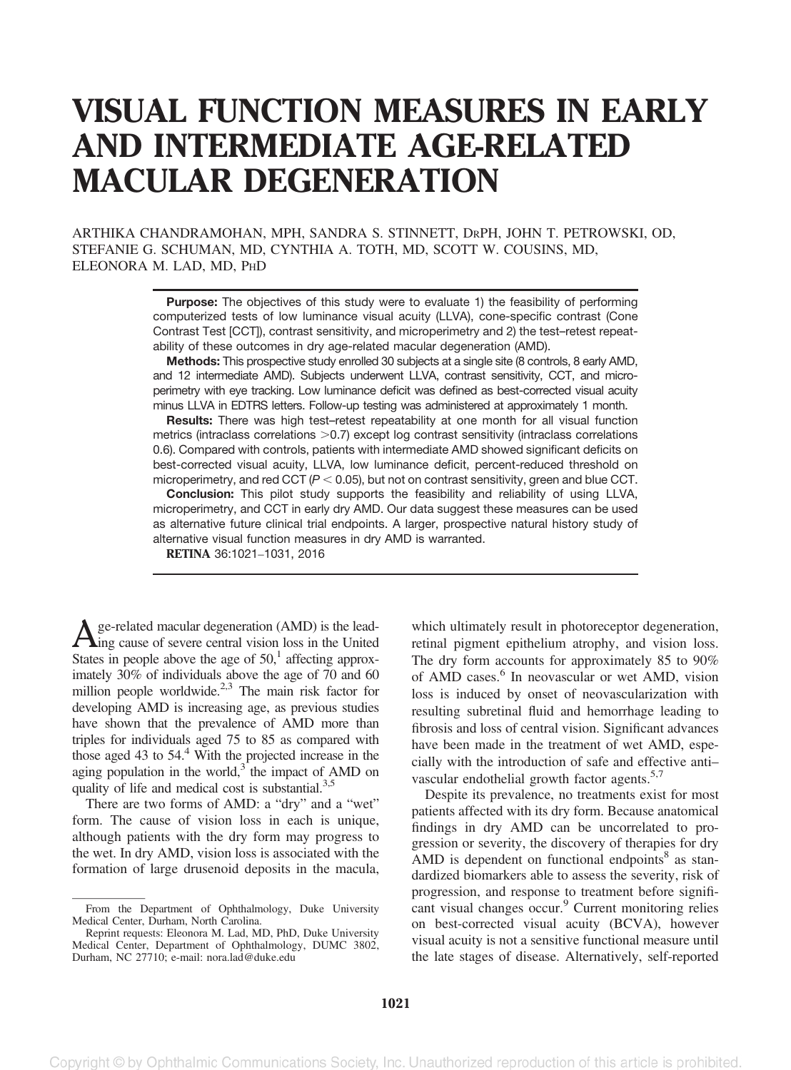# VISUAL FUNCTION MEASURES IN EARLY AND INTERMEDIATE AGE-RELATED MACULAR DEGENERATION

ARTHIKA CHANDRAMOHAN, MPH, SANDRA S. STINNETT, DRPH, JOHN T. PETROWSKI, OD, STEFANIE G. SCHUMAN, MD, CYNTHIA A. TOTH, MD, SCOTT W. COUSINS, MD, ELEONORA M. LAD, MD, PHD

**Purpose:** The objectives of this study were to evaluate 1) the feasibility of performing computerized tests of low luminance visual acuity (LLVA), cone-specific contrast (Cone Contrast Test [CCT]), contrast sensitivity, and microperimetry and 2) the test–retest repeatability of these outcomes in dry age-related macular degeneration (AMD).

**Methods:** This prospective study enrolled 30 subjects at a single site (8 controls, 8 early AMD, and 12 intermediate AMD). Subjects underwent LLVA, contrast sensitivity, CCT, and microperimetry with eye tracking. Low luminance deficit was defined as best-corrected visual acuity minus LLVA in EDTRS letters. Follow-up testing was administered at approximately 1 month.

**Results:** There was high test–retest repeatability at one month for all visual function metrics (intraclass correlations >0.7) except log contrast sensitivity (intraclass correlations 0.6). Compared with controls, patients with intermediate AMD showed significant deficits on best-corrected visual acuity, LLVA, low luminance deficit, percent-reduced threshold on microperimetry, and red CCT ($P < 0.05$), but not on contrast sensitivity, green and blue CCT.

**Conclusion:** This pilot study supports the feasibility and reliability of using LLVA, microperimetry, and CCT in early dry AMD. Our data suggest these measures can be used as alternative future clinical trial endpoints. A larger, prospective natural history study of alternative visual function measures in dry AMD is warranted.

**RETINA** 36:1021–1031, 2016

Age-related macular degeneration (AMD) is the leading cause of severe central vision loss in the United States in people above the age of 50,[1] affecting approximately 30% of individuals above the age of 70 and 60 million people worldwide.[2,3] The main risk factor for developing AMD is increasing age, as previous studies have shown that the prevalence of AMD more than triples for individuals aged 75 to 85 as compared with those aged 43 to 54.[4] With the projected increase in the aging population in the world,[3] the impact of AMD on quality of life and medical cost is substantial.[3,5]

There are two forms of AMD: a "dry" and a "wet" form. The cause of vision loss in each is unique, although patients with the dry form may progress to the wet. In dry AMD, vision loss is associated with the formation of large drusenoid deposits in the macula, which ultimately result in photoreceptor degeneration, retinal pigment epithelium atrophy, and vision loss. The dry form accounts for approximately 85 to 90% of AMD cases.[6] In neovascular or wet AMD, vision loss is induced by onset of neovascularization with resulting subretinal fluid and hemorrhage leading to fibrosis and loss of central vision. Significant advances have been made in the treatment of wet AMD, especially with the introduction of safe and effective anti–vascular endothelial growth factor agents.[5,7]

Despite its prevalence, no treatments exist for most patients affected with its dry form. Because anatomical findings in dry AMD can be uncorrelated to progression or severity, the discovery of therapies for dry AMD is dependent on functional endpoints[8] as standardized biomarkers able to assess the severity, risk of progression, and response to treatment before significant visual changes occur.[9] Current monitoring relies on best-corrected visual acuity (BCVA), however visual acuity is not a sensitive functional measure until the late stages of disease. Alternatively, self-reported

From the Department of Ophthalmology, Duke University Medical Center, Durham, North Carolina.

Reprint requests: Eleonora M. Lad, MD, PhD, Duke University Medical Center, Department of Ophthalmology, DUMC 3802, Durham, NC 27710; e-mail: nora.lad@duke.edu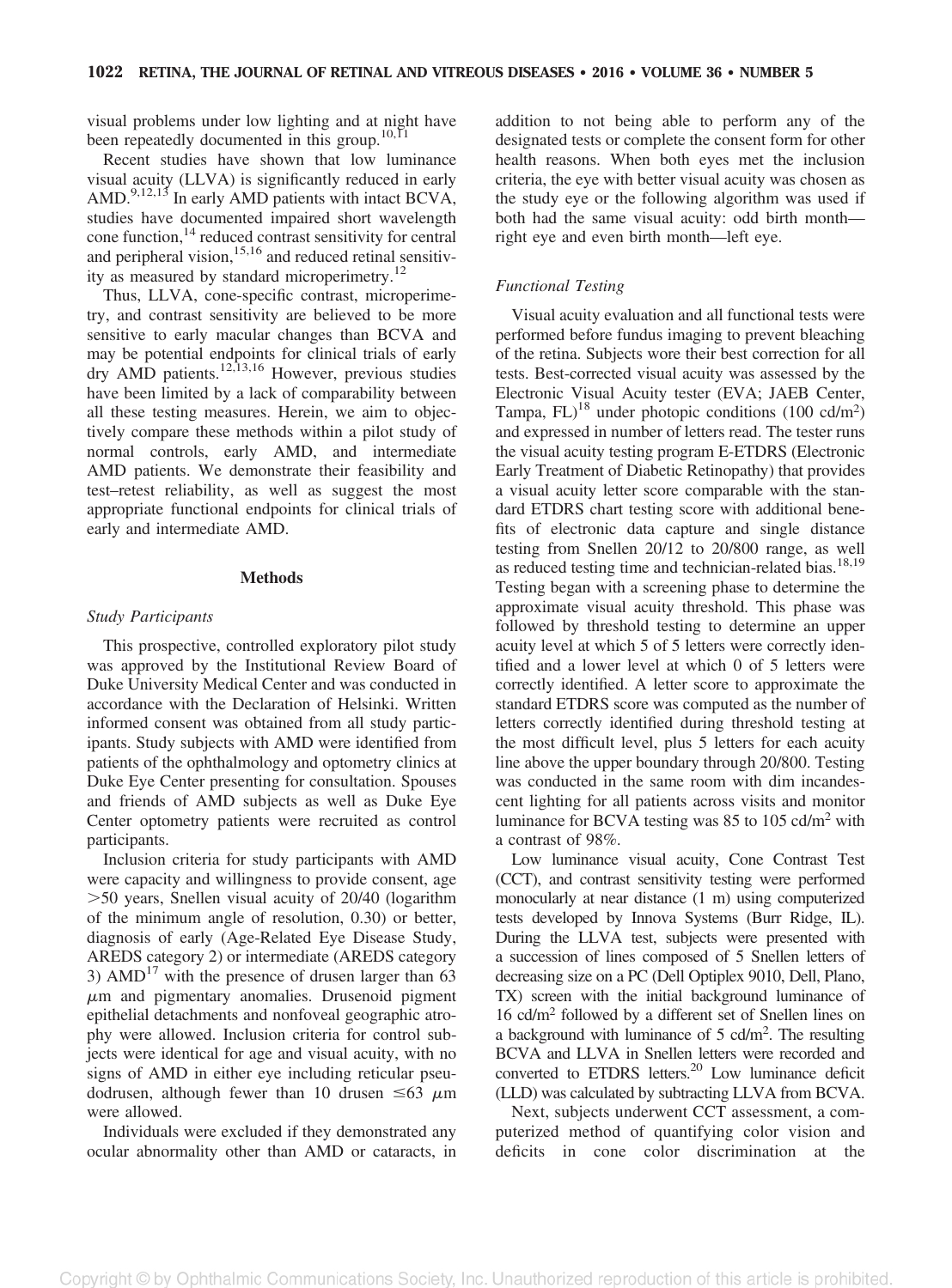visual problems under low lighting and at night have been repeatedly documented in this group.[10,11]

Recent studies have shown that low luminance visual acuity (LLVA) is significantly reduced in early AMD.[9,12,13] In early AMD patients with intact BCVA, studies have documented impaired short wavelength cone function,[14] reduced contrast sensitivity for central and peripheral vision,[15,16] and reduced retinal sensitivity as measured by standard microperimetry.[12]

Thus, LLVA, cone-specific contrast, microperimetry, and contrast sensitivity are believed to be more sensitive to early macular changes than BCVA and may be potential endpoints for clinical trials of early dry AMD patients.[12,13,16] However, previous studies have been limited by a lack of comparability between all these testing measures. Herein, we aim to objectively compare these methods within a pilot study of normal controls, early AMD, and intermediate AMD patients. We demonstrate their feasibility and test–retest reliability, as well as suggest the most appropriate functional endpoints for clinical trials of early and intermediate AMD.

## Methods

### *Study Participants*

This prospective, controlled exploratory pilot study was approved by the Institutional Review Board of Duke University Medical Center and was conducted in accordance with the Declaration of Helsinki. Written informed consent was obtained from all study participants. Study subjects with AMD were identified from patients of the ophthalmology and optometry clinics at Duke Eye Center presenting for consultation. Spouses and friends of AMD subjects as well as Duke Eye Center optometry patients were recruited as control participants.

Inclusion criteria for study participants with AMD were capacity and willingness to provide consent, age >50 years, Snellen visual acuity of 20/40 (logarithm of the minimum angle of resolution, 0.30) or better, diagnosis of early (Age-Related Eye Disease Study, AREDS category 2) or intermediate (AREDS category 3) AMD[17] with the presence of drusen larger than 63 $\mu$m and pigmentary anomalies. Drusenoid pigment epithelial detachments and nonfoveal geographic atrophy were allowed. Inclusion criteria for control subjects were identical for age and visual acuity, with no signs of AMD in either eye including reticular pseudodrusen, although fewer than 10 drusen $\leq 63$ $\mu$m were allowed.

Individuals were excluded if they demonstrated any ocular abnormality other than AMD or cataracts, in addition to not being able to perform any of the designated tests or complete the consent form for other health reasons. When both eyes met the inclusion criteria, the eye with better visual acuity was chosen as the study eye or the following algorithm was used if both had the same visual acuity: odd birth month—right eye and even birth month—left eye.

### *Functional Testing*

Visual acuity evaluation and all functional tests were performed before fundus imaging to prevent bleaching of the retina. Subjects wore their best correction for all tests. Best-corrected visual acuity was assessed by the Electronic Visual Acuity tester (EVA; JAEB Center, Tampa, FL)[18] under photopic conditions (100 cd/m$^2$) and expressed in number of letters read. The tester runs the visual acuity testing program E-ETDRS (Electronic Early Treatment of Diabetic Retinopathy) that provides a visual acuity letter score comparable with the standard ETDRS chart testing score with additional benefits of electronic data capture and single distance testing from Snellen 20/12 to 20/800 range, as well as reduced testing time and technician-related bias.[18,19] Testing began with a screening phase to determine the approximate visual acuity threshold. This phase was followed by threshold testing to determine an upper acuity level at which 5 of 5 letters were correctly identified and a lower level at which 0 of 5 letters were correctly identified. A letter score to approximate the standard ETDRS score was computed as the number of letters correctly identified during threshold testing at the most difficult level, plus 5 letters for each acuity line above the upper boundary through 20/800. Testing was conducted in the same room with dim incandescent lighting for all patients across visits and monitor luminance for BCVA testing was 85 to 105 cd/m$^2$ with a contrast of 98%.

Low luminance visual acuity, Cone Contrast Test (CCT), and contrast sensitivity testing were performed monocularly at near distance (1 m) using computerized tests developed by Innova Systems (Burr Ridge, IL). During the LLVA test, subjects were presented with a succession of lines composed of 5 Snellen letters of decreasing size on a PC (Dell Optiplex 9010, Dell, Plano, TX) screen with the initial background luminance of 16 cd/m$^2$ followed by a different set of Snellen lines on a background with luminance of 5 cd/m$^2$. The resulting BCVA and LLVA in Snellen letters were recorded and converted to ETDRS letters.[20] Low luminance deficit (LLD) was calculated by subtracting LLVA from BCVA.

Next, subjects underwent CCT assessment, a computerized method of quantifying color vision and deficits in cone color discrimination at the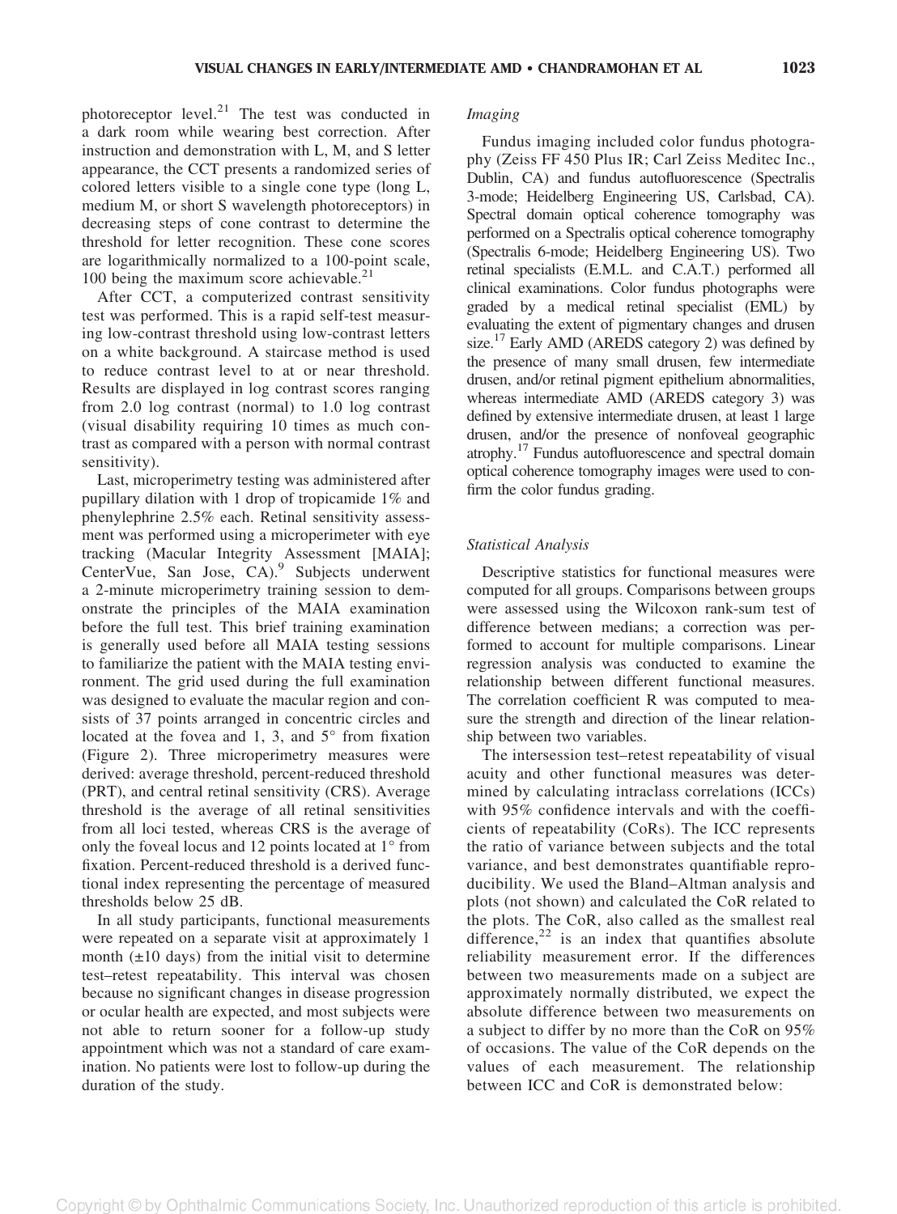photoreceptor level.[21] The test was conducted in a dark room while wearing best correction. After instruction and demonstration with L, M, and S letter appearance, the CCT presents a randomized series of colored letters visible to a single cone type (long L, medium M, or short S wavelength photoreceptors) in decreasing steps of cone contrast to determine the threshold for letter recognition. These cone scores are logarithmically normalized to a 100-point scale, 100 being the maximum score achievable.[21]

After CCT, a computerized contrast sensitivity test was performed. This is a rapid self-test measuring low-contrast threshold using low-contrast letters on a white background. A staircase method is used to reduce contrast level to at or near threshold. Results are displayed in log contrast scores ranging from 2.0 log contrast (normal) to 1.0 log contrast (visual disability requiring 10 times as much contrast as compared with a person with normal contrast sensitivity).

Last, microperimetry testing was administered after pupillary dilation with 1 drop of tropicamide 1% and phenylephrine 2.5% each. Retinal sensitivity assessment was performed using a microperimeter with eye tracking (Macular Integrity Assessment [MAIA]; CenterVue, San Jose, CA).[9] Subjects underwent a 2-minute microperimetry training session to demonstrate the principles of the MAIA examination before the full test. This brief training examination is generally used before all MAIA testing sessions to familiarize the patient with the MAIA testing environment. The grid used during the full examination was designed to evaluate the macular region and consists of 37 points arranged in concentric circles and located at the fovea and 1, 3, and 5° from fixation (Figure 2). Three microperimetry measures were derived: average threshold, percent-reduced threshold (PRT), and central retinal sensitivity (CRS). Average threshold is the average of all retinal sensitivities from all loci tested, whereas CRS is the average of only the foveal locus and 12 points located at 1° from fixation. Percent-reduced threshold is a derived functional index representing the percentage of measured thresholds below 25 dB.

In all study participants, functional measurements were repeated on a separate visit at approximately 1 month (±10 days) from the initial visit to determine test–retest repeatability. This interval was chosen because no significant changes in disease progression or ocular health are expected, and most subjects were not able to return sooner for a follow-up study appointment which was not a standard of care examination. No patients were lost to follow-up during the duration of the study.

### *Imaging*

Fundus imaging included color fundus photography (Zeiss FF 450 Plus IR; Carl Zeiss Meditec Inc., Dublin, CA) and fundus autofluorescence (Spectralis 3-mode; Heidelberg Engineering US, Carlsbad, CA). Spectral domain optical coherence tomography was performed on a Spectralis optical coherence tomography (Spectralis 6-mode; Heidelberg Engineering US). Two retinal specialists (E.M.L. and C.A.T.) performed all clinical examinations. Color fundus photographs were graded by a medical retinal specialist (EML) by evaluating the extent of pigmentary changes and drusen size.[17] Early AMD (AREDS category 2) was defined by the presence of many small drusen, few intermediate drusen, and/or retinal pigment epithelium abnormalities, whereas intermediate AMD (AREDS category 3) was defined by extensive intermediate drusen, at least 1 large drusen, and/or the presence of nonfoveal geographic atrophy.[17] Fundus autofluorescence and spectral domain optical coherence tomography images were used to confirm the color fundus grading.

### *Statistical Analysis*

Descriptive statistics for functional measures were computed for all groups. Comparisons between groups were assessed using the Wilcoxon rank-sum test of difference between medians; a correction was performed to account for multiple comparisons. Linear regression analysis was conducted to examine the relationship between different functional measures. The correlation coefficient R was computed to measure the strength and direction of the linear relationship between two variables.

The intersession test–retest repeatability of visual acuity and other functional measures was determined by calculating intraclass correlations (ICCs) with 95% confidence intervals and with the coefficients of repeatability (CoRs). The ICC represents the ratio of variance between subjects and the total variance, and best demonstrates quantifiable reproducibility. We used the Bland–Altman analysis and plots (not shown) and calculated the CoR related to the plots. The CoR, also called as the smallest real difference,[22] is an index that quantifies absolute reliability measurement error. If the differences between two measurements made on a subject are approximately normally distributed, we expect the absolute difference between two measurements on a subject to differ by no more than the CoR on 95% of occasions. The value of the CoR depends on the values of each measurement. The relationship between ICC and CoR is demonstrated below: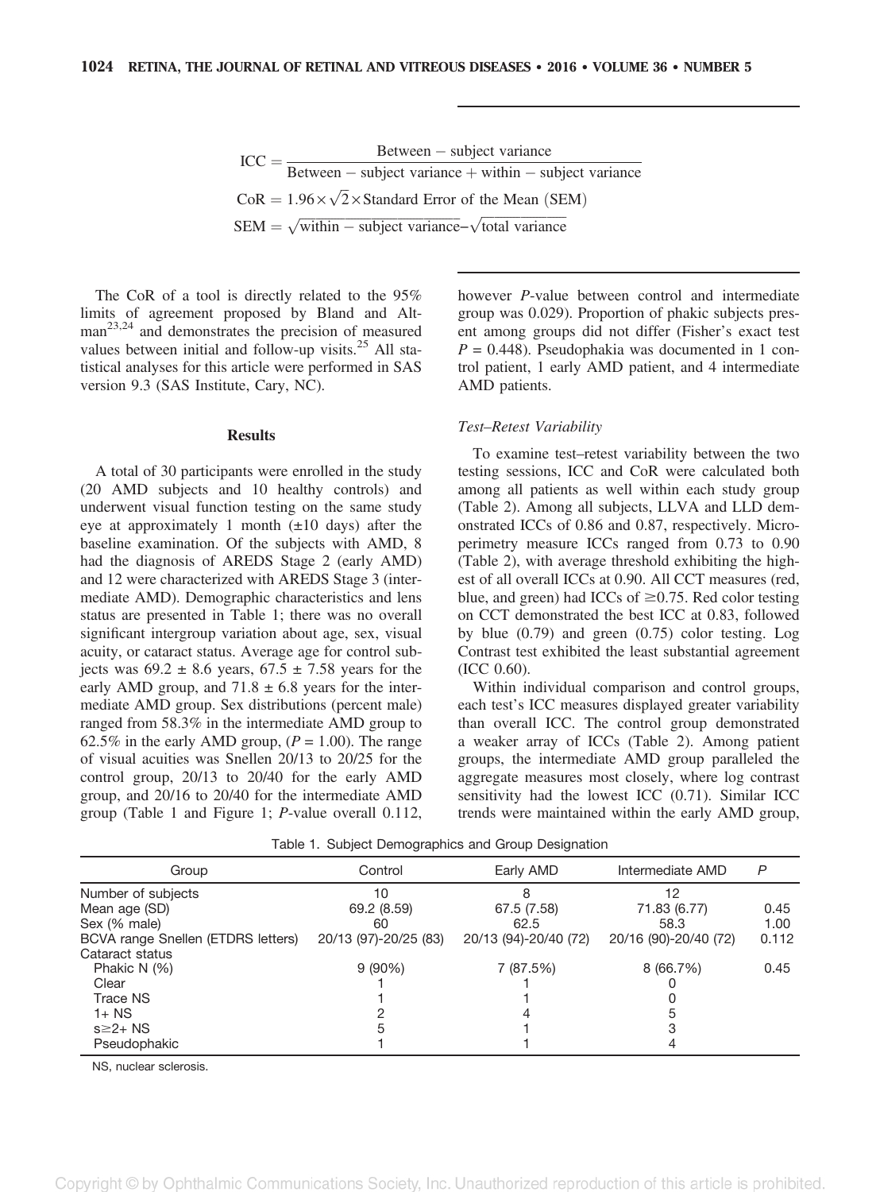$$\text{ICC} = \frac{\text{Between} - \text{subject variance}}{\text{Between} - \text{subject variance} + \text{within} - \text{subject variance}}$$

$$\text{CoR} = 1.96 \times \sqrt{2} \times \text{Standard Error of the Mean (SEM)}$$

$$\text{SEM} = \sqrt{\text{within} - \text{subject variance}} - \sqrt{\text{total variance}}$$

The CoR of a tool is directly related to the 95% limits of agreement proposed by Bland and Altman[23,24] and demonstrates the precision of measured values between initial and follow-up visits.[25] All statistical analyses for this article were performed in SAS version 9.3 (SAS Institute, Cary, NC).

## Results

A total of 30 participants were enrolled in the study (20 AMD subjects and 10 healthy controls) and underwent visual function testing on the same study eye at approximately 1 month (±10 days) after the baseline examination. Of the subjects with AMD, 8 had the diagnosis of AREDS Stage 2 (early AMD) and 12 were characterized with AREDS Stage 3 (intermediate AMD). Demographic characteristics and lens status are presented in Table 1; there was no overall significant intergroup variation about age, sex, visual acuity, or cataract status. Average age for control subjects was 69.2 ± 8.6 years, 67.5 ± 7.58 years for the early AMD group, and 71.8 ± 6.8 years for the intermediate AMD group. Sex distributions (percent male) ranged from 58.3% in the intermediate AMD group to 62.5% in the early AMD group, ($P = 1.00$). The range of visual acuities was Snellen 20/13 to 20/25 for the control group, 20/13 to 20/40 for the early AMD group, and 20/16 to 20/40 for the intermediate AMD group (Table 1 and Figure 1; $P$-value overall 0.112, however $P$-value between control and intermediate group was 0.029). Proportion of phakic subjects present among groups did not differ (Fisher's exact test $P = 0.448$). Pseudophakia was documented in 1 control patient, 1 early AMD patient, and 4 intermediate AMD patients.

### Test–Retest Variability

To examine test–retest variability between the two testing sessions, ICC and CoR were calculated both among all patients as well within each study group (Table 2). Among all subjects, LLVA and LLD demonstrated ICCs of 0.86 and 0.87, respectively. Microperimetry measure ICCs ranged from 0.73 to 0.90 (Table 2), with average threshold exhibiting the highest of all overall ICCs at 0.90. All CCT measures (red, blue, and green) had ICCs of ≥0.75. Red color testing on CCT demonstrated the best ICC at 0.83, followed by blue (0.79) and green (0.75) color testing. Log Contrast test exhibited the least substantial agreement (ICC 0.60).

Within individual comparison and control groups, each test's ICC measures displayed greater variability than overall ICC. The control group demonstrated a weaker array of ICCs (Table 2). Among patient groups, the intermediate AMD group paralleled the aggregate measures most closely, where log contrast sensitivity had the lowest ICC (0.71). Similar ICC trends were maintained within the early AMD group,

Table 1. Subject Demographics and Group Designation

| Group | Control | Early AMD | Intermediate AMD | $P$ |
|---|---|---|---|---|
| Number of subjects | 10 | 8 | 12 | |
| Mean age (SD) | 69.2 (8.59) | 67.5 (7.58) | 71.83 (6.77) | 0.45 |
| Sex (% male) | 60 | 62.5 | 58.3 | 1.00 |
| BCVA range Snellen (ETDRS letters) | 20/13 (97)-20/25 (83) | 20/13 (94)-20/40 (72) | 20/16 (90)-20/40 (72) | 0.112 |
| Cataract status | | | | |
| Phakic N (%) | 9 (90%) | 7 (87.5%) | 8 (66.7%) | 0.45 |
| Clear | 1 | 1 | 0 | |
| Trace NS | 1 | 1 | 0 | |
| 1+ NS | 2 | 4 | 5 | |
| s≥2+ NS | 5 | 1 | 3 | |
| Pseudophakic | 1 | 1 | 4 | |

NS, nuclear sclerosis.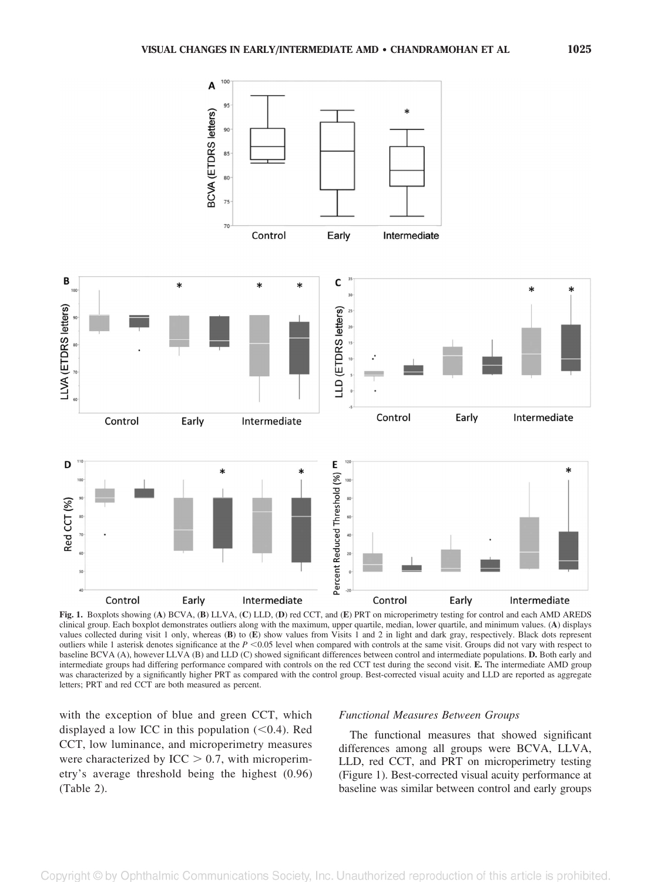**Fig. 1.** Boxplots showing (**A**) BCVA, (**B**) LLVA, (**C**) LLD, (**D**) red CCT, and (**E**) PRT on microperimetry testing for control and each AMD AREDS clinical group. Each boxplot demonstrates outliers along with the maximum, upper quartile, median, lower quartile, and minimum values. (**A**) displays values collected during visit 1 only, whereas (**B**) to (**E**) show values from Visits 1 and 2 in light and dark gray, respectively. Black dots represent outliers while 1 asterisk denotes significance at the $P < 0.05$ level when compared with controls at the same visit. Groups did not vary with respect to baseline BCVA (A), however LLVA (B) and LLD (C) showed significant differences between control and intermediate populations. **D.** Both early and intermediate groups had differing performance compared with controls on the red CCT test during the second visit. **E.** The intermediate AMD group was characterized by a significantly higher PRT as compared with the control group. Best-corrected visual acuity and LLD are reported as aggregate letters; PRT and red CCT are both measured as percent.

with the exception of blue and green CCT, which displayed a low ICC in this population (<0.4). Red CCT, low luminance, and microperimetry measures were characterized by ICC > 0.7, with microperimetry's average threshold being the highest (0.96) (Table 2).

### *Functional Measures Between Groups*

The functional measures that showed significant differences among all groups were BCVA, LLVA, LLD, red CCT, and PRT on microperimetry testing (Figure 1). Best-corrected visual acuity performance at baseline was similar between control and early groups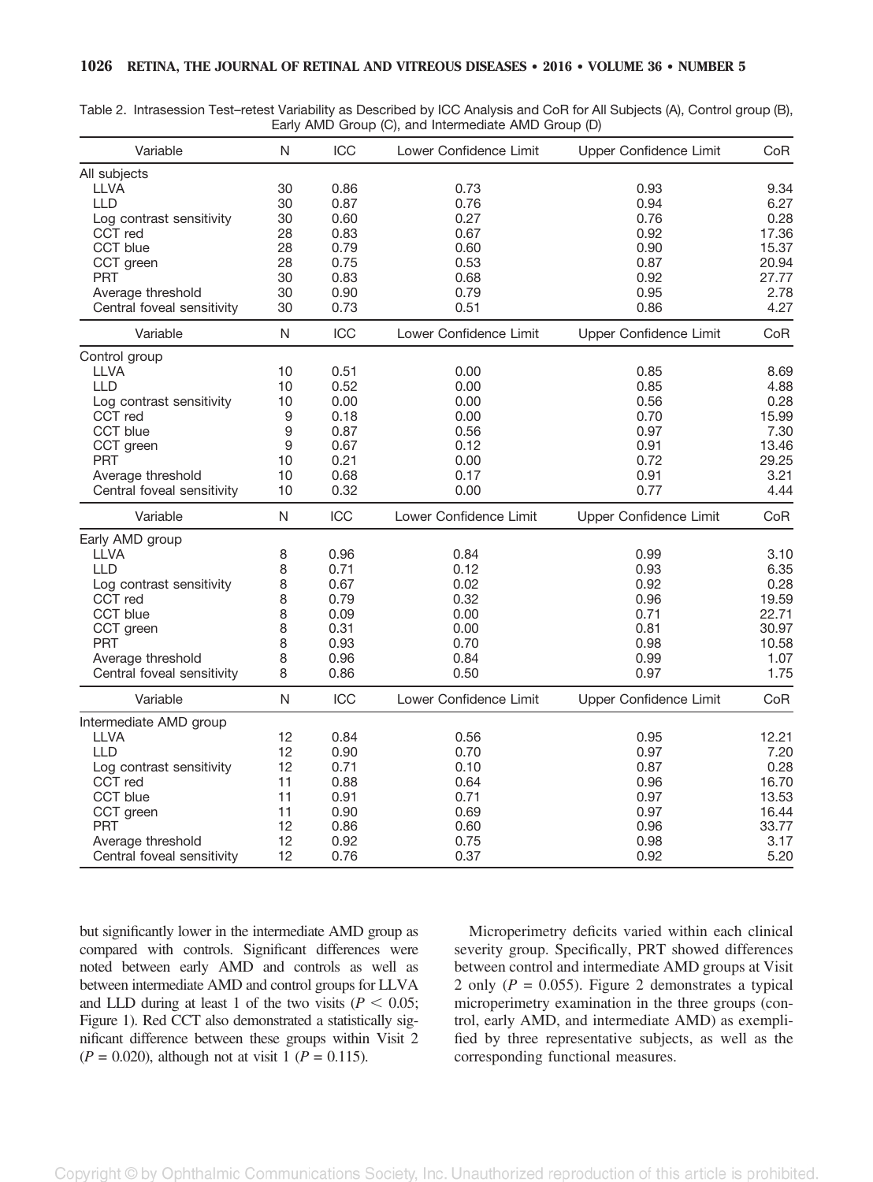Table 2. Intrasession Test–retest Variability as Described by ICC Analysis and CoR for All Subjects (A), Control group (B), Early AMD Group (C), and Intermediate AMD Group (D)

| Variable | N | ICC | Lower Confidence Limit | Upper Confidence Limit | CoR |
|---|---|---|---|---|---|
| All subjects | | | | | |
| LLVA | 30 | 0.86 | 0.73 | 0.93 | 9.34 |
| LLD | 30 | 0.87 | 0.76 | 0.94 | 6.27 |
| Log contrast sensitivity | 30 | 0.60 | 0.27 | 0.76 | 0.28 |
| CCT red | 28 | 0.83 | 0.67 | 0.92 | 17.36 |
| CCT blue | 28 | 0.79 | 0.60 | 0.90 | 15.37 |
| CCT green | 28 | 0.75 | 0.53 | 0.87 | 20.94 |
| PRT | 30 | 0.83 | 0.68 | 0.92 | 27.77 |
| Average threshold | 30 | 0.90 | 0.79 | 0.95 | 2.78 |
| Central foveal sensitivity | 30 | 0.73 | 0.51 | 0.86 | 4.27 |
| Control group | | | | | |
| LLVA | 10 | 0.51 | 0.00 | 0.85 | 8.69 |
| LLD | 10 | 0.52 | 0.00 | 0.85 | 4.88 |
| Log contrast sensitivity | 10 | 0.00 | 0.00 | 0.56 | 0.28 |
| CCT red | 9 | 0.18 | 0.00 | 0.70 | 15.99 |
| CCT blue | 9 | 0.87 | 0.56 | 0.97 | 7.30 |
| CCT green | 9 | 0.67 | 0.12 | 0.91 | 13.46 |
| PRT | 10 | 0.21 | 0.00 | 0.72 | 29.25 |
| Average threshold | 10 | 0.68 | 0.17 | 0.91 | 3.21 |
| Central foveal sensitivity | 10 | 0.32 | 0.00 | 0.77 | 4.44 |
| Early AMD group | | | | | |
| LLVA | 8 | 0.96 | 0.84 | 0.99 | 3.10 |
| LLD | 8 | 0.71 | 0.12 | 0.93 | 6.35 |
| Log contrast sensitivity | 8 | 0.67 | 0.02 | 0.92 | 0.28 |
| CCT red | 8 | 0.79 | 0.32 | 0.96 | 19.59 |
| CCT blue | 8 | 0.09 | 0.00 | 0.71 | 22.71 |
| CCT green | 8 | 0.31 | 0.00 | 0.81 | 30.97 |
| PRT | 8 | 0.93 | 0.70 | 0.98 | 10.58 |
| Average threshold | 8 | 0.96 | 0.84 | 0.99 | 1.07 |
| Central foveal sensitivity | 8 | 0.86 | 0.50 | 0.97 | 1.75 |
| Intermediate AMD group | | | | | |
| LLVA | 12 | 0.84 | 0.56 | 0.95 | 12.21 |
| LLD | 12 | 0.90 | 0.70 | 0.97 | 7.20 |
| Log contrast sensitivity | 12 | 0.71 | 0.10 | 0.87 | 0.28 |
| CCT red | 11 | 0.88 | 0.64 | 0.96 | 16.70 |
| CCT blue | 11 | 0.91 | 0.71 | 0.97 | 13.53 |
| CCT green | 11 | 0.90 | 0.69 | 0.97 | 16.44 |
| PRT | 12 | 0.86 | 0.60 | 0.96 | 33.77 |
| Average threshold | 12 | 0.92 | 0.75 | 0.98 | 3.17 |
| Central foveal sensitivity | 12 | 0.76 | 0.37 | 0.92 | 5.20 |

but significantly lower in the intermediate AMD group as compared with controls. Significant differences were noted between early AMD and controls as well as between intermediate AMD and control groups for LLVA and LLD during at least 1 of the two visits ($P < 0.05$; Figure 1). Red CCT also demonstrated a statistically significant difference between these groups within Visit 2 ($P = 0.020$), although not at visit 1 ($P = 0.115$).

Microperimetry deficits varied within each clinical severity group. Specifically, PRT showed differences between control and intermediate AMD groups at Visit 2 only ($P = 0.055$). Figure 2 demonstrates a typical microperimetry examination in the three groups (control, early AMD, and intermediate AMD) as exemplified by three representative subjects, as well as the corresponding functional measures.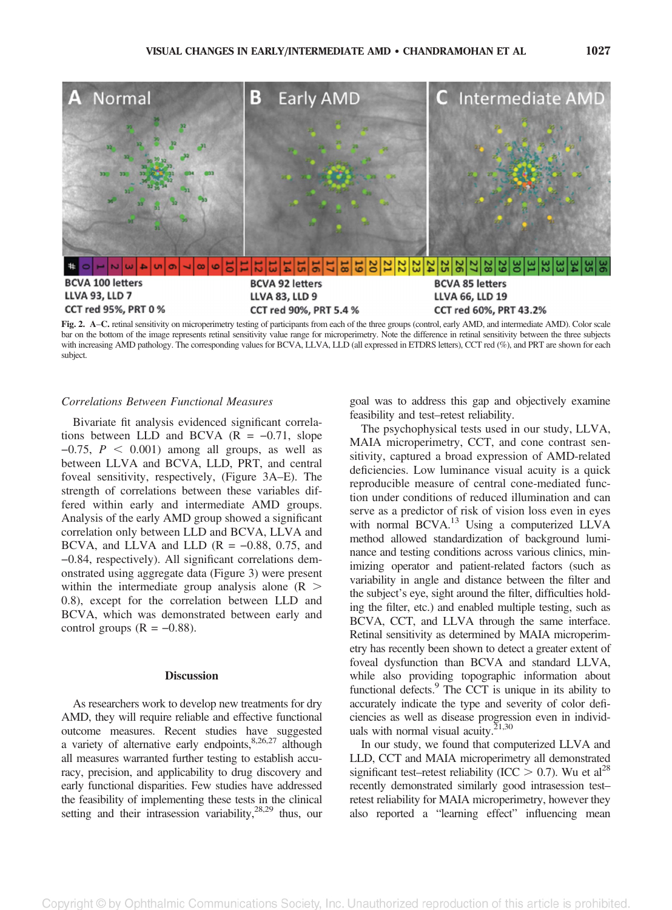BCVA 100 letters
LLVA 93, LLD 7
CCT red 95%, PRT 0 %

BCVA 92 letters
LLVA 83, LLD 9
CCT red 90%, PRT 5.4 %

BCVA 85 letters
LLVA 66, LLD 19
CCT red 60%, PRT 43.2%

**Fig. 2.** **A–C.** retinal sensitivity on microperimetry testing of participants from each of the three groups (control, early AMD, and intermediate AMD). Color scale bar on the bottom of the image represents retinal sensitivity value range for microperimetry. Note the difference in retinal sensitivity between the three subjects with increasing AMD pathology. The corresponding values for BCVA, LLVA, LLD (all expressed in ETDRS letters), CCT red (%), and PRT are shown for each subject.

### *Correlations Between Functional Measures*

Bivariate fit analysis evidenced significant correlations between LLD and BCVA (R = −0.71, slope −0.75, $P < 0.001$) among all groups, as well as between LLVA and BCVA, LLD, PRT, and central foveal sensitivity, respectively, (Figure 3A–E). The strength of correlations between these variables differed within early and intermediate AMD groups. Analysis of the early AMD group showed a significant correlation only between LLD and BCVA, LLVA and BCVA, and LLVA and LLD (R = −0.88, 0.75, and −0.84, respectively). All significant correlations demonstrated using aggregate data (Figure 3) were present within the intermediate group analysis alone (R > 0.8), except for the correlation between LLD and BCVA, which was demonstrated between early and control groups (R = −0.88).

## Discussion

As researchers work to develop new treatments for dry AMD, they will require reliable and effective functional outcome measures. Recent studies have suggested a variety of alternative early endpoints,[8,26,27] although all measures warranted further testing to establish accuracy, precision, and applicability to drug discovery and early functional disparities. Few studies have addressed the feasibility of implementing these tests in the clinical setting and their intrasession variability,[28,29] thus, our goal was to address this gap and objectively examine feasibility and test–retest reliability.

The psychophysical tests used in our study, LLVA, MAIA microperimetry, CCT, and cone contrast sensitivity, captured a broad expression of AMD-related deficiencies. Low luminance visual acuity is a quick reproducible measure of central cone-mediated function under conditions of reduced illumination and can serve as a predictor of risk of vision loss even in eyes with normal BCVA.[13] Using a computerized LLVA method allowed standardization of background luminance and testing conditions across various clinics, minimizing operator and patient-related factors (such as variability in angle and distance between the filter and the subject's eye, sight around the filter, difficulties holding the filter, etc.) and enabled multiple testing, such as BCVA, CCT, and LLVA through the same interface. Retinal sensitivity as determined by MAIA microperimetry has recently been shown to detect a greater extent of foveal dysfunction than BCVA and standard LLVA, while also providing topographic information about functional defects.[9] The CCT is unique in its ability to accurately indicate the type and severity of color deficiencies as well as disease progression even in individuals with normal visual acuity.[21,30]

In our study, we found that computerized LLVA and LLD, CCT and MAIA microperimetry all demonstrated significant test–retest reliability (ICC > 0.7). Wu et al[28] recently demonstrated similarly good intrasession test–retest reliability for MAIA microperimetry, however they also reported a "learning effect" influencing mean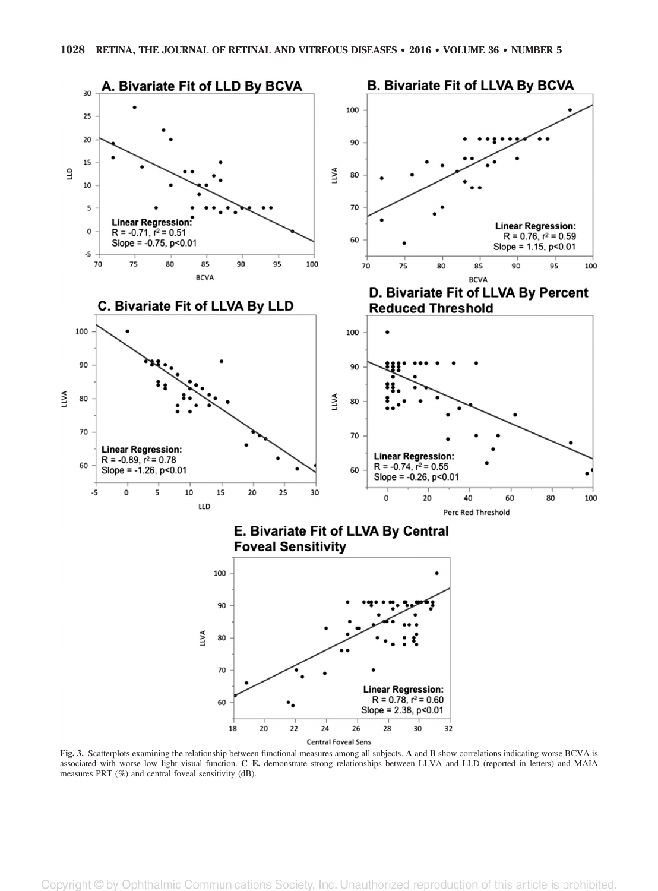**Fig. 3.** Scatterplots examining the relationship between functional measures among all subjects. **A** and **B** show correlations indicating worse BCVA is associated with worse low light visual function. **C–E.** demonstrate strong relationships between LLVA and LLD (reported in letters) and MAIA measures PRT (%) and central foveal sensitivity (dB).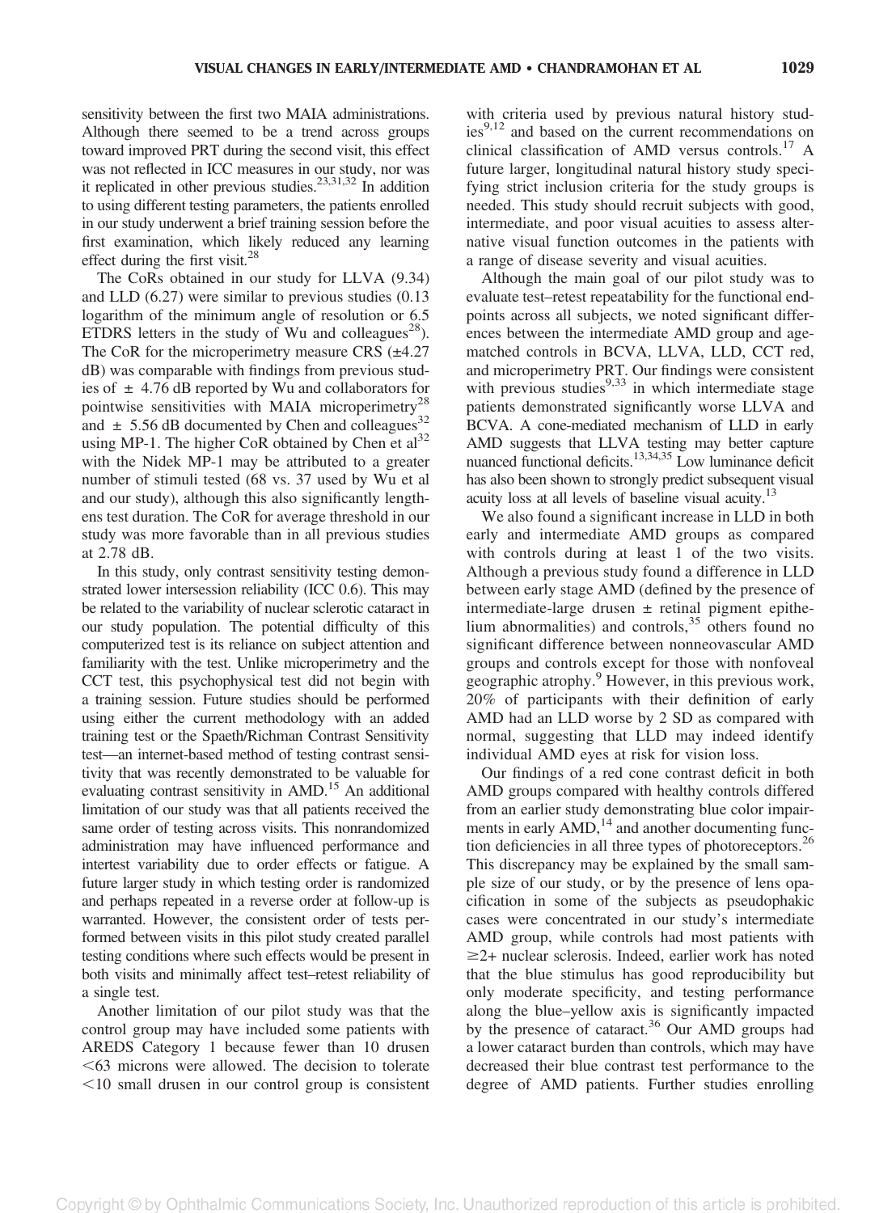sensitivity between the first two MAIA administrations. Although there seemed to be a trend across groups toward improved PRT during the second visit, this effect was not reflected in ICC measures in our study, nor was it replicated in other previous studies.[23,31,32] In addition to using different testing parameters, the patients enrolled in our study underwent a brief training session before the first examination, which likely reduced any learning effect during the first visit.[28]

The CoRs obtained in our study for LLVA (9.34) and LLD (6.27) were similar to previous studies (0.13 logarithm of the minimum angle of resolution or 6.5 ETDRS letters in the study of Wu and colleagues[28]). The CoR for the microperimetry measure CRS (±4.27 dB) was comparable with findings from previous studies of ± 4.76 dB reported by Wu and collaborators for pointwise sensitivities with MAIA microperimetry[28] and ± 5.56 dB documented by Chen and colleagues[32] using MP-1. The higher CoR obtained by Chen et al[32] with the Nidek MP-1 may be attributed to a greater number of stimuli tested (68 vs. 37 used by Wu et al and our study), although this also significantly lengthens test duration. The CoR for average threshold in our study was more favorable than in all previous studies at 2.78 dB.

In this study, only contrast sensitivity testing demonstrated lower intersession reliability (ICC 0.6). This may be related to the variability of nuclear sclerotic cataract in our study population. The potential difficulty of this computerized test is its reliance on subject attention and familiarity with the test. Unlike microperimetry and the CCT test, this psychophysical test did not begin with a training session. Future studies should be performed using either the current methodology with an added training test or the Spaeth/Richman Contrast Sensitivity test—an internet-based method of testing contrast sensitivity that was recently demonstrated to be valuable for evaluating contrast sensitivity in AMD.[15] An additional limitation of our study was that all patients received the same order of testing across visits. This nonrandomized administration may have influenced performance and intertest variability due to order effects or fatigue. A future larger study in which testing order is randomized and perhaps repeated in a reverse order at follow-up is warranted. However, the consistent order of tests performed between visits in this pilot study created parallel testing conditions where such effects would be present in both visits and minimally affect test–retest reliability of a single test.

Another limitation of our pilot study was that the control group may have included some patients with AREDS Category 1 because fewer than 10 drusen <63 microns were allowed. The decision to tolerate <10 small drusen in our control group is consistent with criteria used by previous natural history studies[9,12] and based on the current recommendations on clinical classification of AMD versus controls.[17] A future larger, longitudinal natural history study specifying strict inclusion criteria for the study groups is needed. This study should recruit subjects with good, intermediate, and poor visual acuities to assess alternative visual function outcomes in the patients with a range of disease severity and visual acuities.

Although the main goal of our pilot study was to evaluate test–retest repeatability for the functional endpoints across all subjects, we noted significant differences between the intermediate AMD group and age-matched controls in BCVA, LLVA, LLD, CCT red, and microperimetry PRT. Our findings were consistent with previous studies[9,33] in which intermediate stage patients demonstrated significantly worse LLVA and BCVA. A cone-mediated mechanism of LLD in early AMD suggests that LLVA testing may better capture nuanced functional deficits.[13,34,35] Low luminance deficit has also been shown to strongly predict subsequent visual acuity loss at all levels of baseline visual acuity.[13]

We also found a significant increase in LLD in both early and intermediate AMD groups as compared with controls during at least 1 of the two visits. Although a previous study found a difference in LLD between early stage AMD (defined by the presence of intermediate-large drusen ± retinal pigment epithelium abnormalities) and controls,[35] others found no significant difference between nonneovascular AMD groups and controls except for those with nonfoveal geographic atrophy.[9] However, in this previous work, 20% of participants with their definition of early AMD had an LLD worse by 2 SD as compared with normal, suggesting that LLD may indeed identify individual AMD eyes at risk for vision loss.

Our findings of a red cone contrast deficit in both AMD groups compared with healthy controls differed from an earlier study demonstrating blue color impairments in early AMD,[14] and another documenting function deficiencies in all three types of photoreceptors.[26] This discrepancy may be explained by the small sample size of our study, or by the presence of lens opacification in some of the subjects as pseudophakic cases were concentrated in our study's intermediate AMD group, while controls had most patients with ≥2+ nuclear sclerosis. Indeed, earlier work has noted that the blue stimulus has good reproducibility but only moderate specificity, and testing performance along the blue–yellow axis is significantly impacted by the presence of cataract.[36] Our AMD groups had a lower cataract burden than controls, which may have decreased their blue contrast test performance to the degree of AMD patients. Further studies enrolling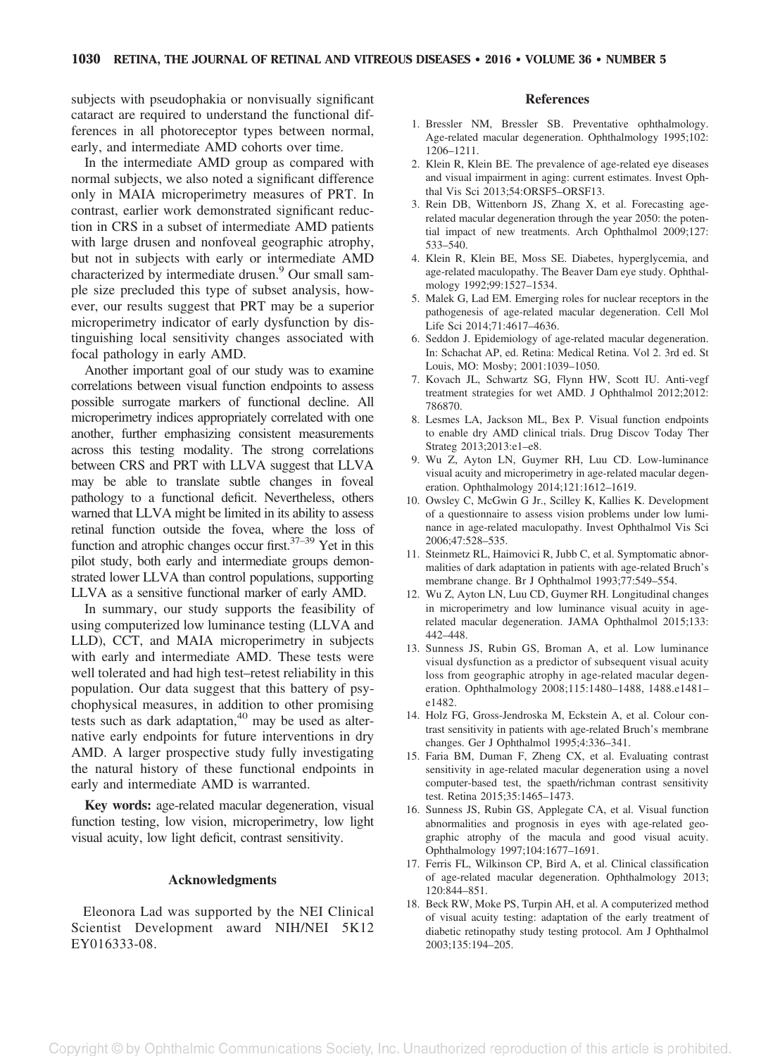subjects with pseudophakia or nonvisually significant cataract are required to understand the functional differences in all photoreceptor types between normal, early, and intermediate AMD cohorts over time.

In the intermediate AMD group as compared with normal subjects, we also noted a significant difference only in MAIA microperimetry measures of PRT. In contrast, earlier work demonstrated significant reduction in CRS in a subset of intermediate AMD patients with large drusen and nonfoveal geographic atrophy, but not in subjects with early or intermediate AMD characterized by intermediate drusen.[9] Our small sample size precluded this type of subset analysis, however, our results suggest that PRT may be a superior microperimetry indicator of early dysfunction by distinguishing local sensitivity changes associated with focal pathology in early AMD.

Another important goal of our study was to examine correlations between visual function endpoints to assess possible surrogate markers of functional decline. All microperimetry indices appropriately correlated with one another, further emphasizing consistent measurements across this testing modality. The strong correlations between CRS and PRT with LLVA suggest that LLVA may be able to translate subtle changes in foveal pathology to a functional deficit. Nevertheless, others warned that LLVA might be limited in its ability to assess retinal function outside the fovea, where the loss of function and atrophic changes occur first.[37–39] Yet in this pilot study, both early and intermediate groups demonstrated lower LLVA than control populations, supporting LLVA as a sensitive functional marker of early AMD.

In summary, our study supports the feasibility of using computerized low luminance testing (LLVA and LLD), CCT, and MAIA microperimetry in subjects with early and intermediate AMD. These tests were well tolerated and had high test–retest reliability in this population. Our data suggest that this battery of psychophysical measures, in addition to other promising tests such as dark adaptation,[40] may be used as alternative early endpoints for future interventions in dry AMD. A larger prospective study fully investigating the natural history of these functional endpoints in early and intermediate AMD is warranted.

**Key words:** age-related macular degeneration, visual function testing, low vision, microperimetry, low light visual acuity, low light deficit, contrast sensitivity.

## Acknowledgments

Eleonora Lad was supported by the NEI Clinical Scientist Development award NIH/NEI 5K12 EY016333-08.

## References

1. Bressler NM, Bressler SB. Preventative ophthalmology. Age-related macular degeneration. Ophthalmology 1995;102: 1206–1211.
2. Klein R, Klein BE. The prevalence of age-related eye diseases and visual impairment in aging: current estimates. Invest Ophthal Vis Sci 2013;54:ORSF5–ORSF13.
3. Rein DB, Wittenborn JS, Zhang X, et al. Forecasting age-related macular degeneration through the year 2050: the potential impact of new treatments. Arch Ophthalmol 2009;127: 533–540.
4. Klein R, Klein BE, Moss SE. Diabetes, hyperglycemia, and age-related maculopathy. The Beaver Dam eye study. Ophthalmology 1992;99:1527–1534.
5. Malek G, Lad EM. Emerging roles for nuclear receptors in the pathogenesis of age-related macular degeneration. Cell Mol Life Sci 2014;71:4617–4636.
6. Seddon J. Epidemiology of age-related macular degeneration. In: Schachat AP, ed. Retina: Medical Retina. Vol 2. 3rd ed. St Louis, MO: Mosby; 2001:1039–1050.
7. Kovach JL, Schwartz SG, Flynn HW, Scott IU. Anti-vegf treatment strategies for wet AMD. J Ophthalmol 2012;2012: 786870.
8. Lesmes LA, Jackson ML, Bex P. Visual function endpoints to enable dry AMD clinical trials. Drug Discov Today Ther Strateg 2013;2013:e1–e8.
9. Wu Z, Ayton LN, Guymer RH, Luu CD. Low-luminance visual acuity and microperimetry in age-related macular degeneration. Ophthalmology 2014;121:1612–1619.
10. Owsley C, McGwin G Jr., Scilley K, Kallies K. Development of a questionnaire to assess vision problems under low luminance in age-related maculopathy. Invest Ophthalmol Vis Sci 2006;47:528–535.
11. Steinmetz RL, Haimovici R, Jubb C, et al. Symptomatic abnormalities of dark adaptation in patients with age-related Bruch's membrane change. Br J Ophthalmol 1993;77:549–554.
12. Wu Z, Ayton LN, Luu CD, Guymer RH. Longitudinal changes in microperimetry and low luminance visual acuity in age-related macular degeneration. JAMA Ophthalmol 2015;133: 442–448.
13. Sunness JS, Rubin GS, Broman A, et al. Low luminance visual dysfunction as a predictor of subsequent visual acuity loss from geographic atrophy in age-related macular degeneration. Ophthalmology 2008;115:1480–1488, 1488.e1481–e1482.
14. Holz FG, Gross-Jendroska M, Eckstein A, et al. Colour contrast sensitivity in patients with age-related Bruch's membrane changes. Ger J Ophthalmol 1995;4:336–341.
15. Faria BM, Duman F, Zheng CX, et al. Evaluating contrast sensitivity in age-related macular degeneration using a novel computer-based test, the spaeth/richman contrast sensitivity test. Retina 2015;35:1465–1473.
16. Sunness JS, Rubin GS, Applegate CA, et al. Visual function abnormalities and prognosis in eyes with age-related geographic atrophy of the macula and good visual acuity. Ophthalmology 1997;104:1677–1691.
17. Ferris FL, Wilkinson CP, Bird A, et al. Clinical classification of age-related macular degeneration. Ophthalmology 2013; 120:844–851.
18. Beck RW, Moke PS, Turpin AH, et al. A computerized method of visual acuity testing: adaptation of the early treatment of diabetic retinopathy study testing protocol. Am J Ophthalmol 2003;135:194–205.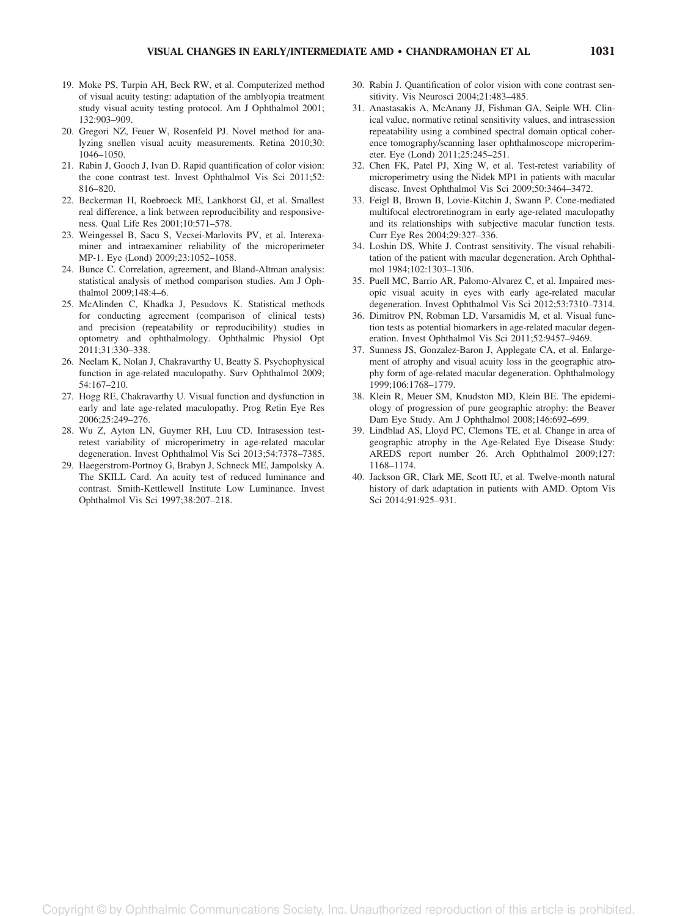19. Moke PS, Turpin AH, Beck RW, et al. Computerized method of visual acuity testing: adaptation of the amblyopia treatment study visual acuity testing protocol. Am J Ophthalmol 2001; 132:903–909.
20. Gregori NZ, Feuer W, Rosenfeld PJ. Novel method for analyzing snellen visual acuity measurements. Retina 2010;30: 1046–1050.
21. Rabin J, Gooch J, Ivan D. Rapid quantification of color vision: the cone contrast test. Invest Ophthalmol Vis Sci 2011;52: 816–820.
22. Beckerman H, Roebroeck ME, Lankhorst GJ, et al. Smallest real difference, a link between reproducibility and responsiveness. Qual Life Res 2001;10:571–578.
23. Weingessel B, Sacu S, Vecsei-Marlovits PV, et al. Interexaminer and intraexaminer reliability of the microperimeter MP-1. Eye (Lond) 2009;23:1052–1058.
24. Bunce C. Correlation, agreement, and Bland-Altman analysis: statistical analysis of method comparison studies. Am J Ophthalmol 2009;148:4–6.
25. McAlinden C, Khadka J, Pesudovs K. Statistical methods for conducting agreement (comparison of clinical tests) and precision (repeatability or reproducibility) studies in optometry and ophthalmology. Ophthalmic Physiol Opt 2011;31:330–338.
26. Neelam K, Nolan J, Chakravarthy U, Beatty S. Psychophysical function in age-related maculopathy. Surv Ophthalmol 2009; 54:167–210.
27. Hogg RE, Chakravarthy U. Visual function and dysfunction in early and late age-related maculopathy. Prog Retin Eye Res 2006;25:249–276.
28. Wu Z, Ayton LN, Guymer RH, Luu CD. Intrasession test-retest variability of microperimetry in age-related macular degeneration. Invest Ophthalmol Vis Sci 2013;54:7378–7385.
29. Haegerstrom-Portnoy G, Brabyn J, Schneck ME, Jampolsky A. The SKILL Card. An acuity test of reduced luminance and contrast. Smith-Kettlewell Institute Low Luminance. Invest Ophthalmol Vis Sci 1997;38:207–218.
30. Rabin J. Quantification of color vision with cone contrast sensitivity. Vis Neurosci 2004;21:483–485.
31. Anastasakis A, McAnany JJ, Fishman GA, Seiple WH. Clinical value, normative retinal sensitivity values, and intrasession repeatability using a combined spectral domain optical coherence tomography/scanning laser ophthalmoscope microperimeter. Eye (Lond) 2011;25:245–251.
32. Chen FK, Patel PJ, Xing W, et al. Test-retest variability of microperimetry using the Nidek MP1 in patients with macular disease. Invest Ophthalmol Vis Sci 2009;50:3464–3472.
33. Feigl B, Brown B, Lovie-Kitchin J, Swann P. Cone-mediated multifocal electroretinogram in early age-related maculopathy and its relationships with subjective macular function tests. Curr Eye Res 2004;29:327–336.
34. Loshin DS, White J. Contrast sensitivity. The visual rehabilitation of the patient with macular degeneration. Arch Ophthalmol 1984;102:1303–1306.
35. Puell MC, Barrio AR, Palomo-Alvarez C, et al. Impaired mesopic visual acuity in eyes with early age-related macular degeneration. Invest Ophthalmol Vis Sci 2012;53:7310–7314.
36. Dimitrov PN, Robman LD, Varsamidis M, et al. Visual function tests as potential biomarkers in age-related macular degeneration. Invest Ophthalmol Vis Sci 2011;52:9457–9469.
37. Sunness JS, Gonzalez-Baron J, Applegate CA, et al. Enlargement of atrophy and visual acuity loss in the geographic atrophy form of age-related macular degeneration. Ophthalmology 1999;106:1768–1779.
38. Klein R, Meuer SM, Knudston MD, Klein BE. The epidemiology of progression of pure geographic atrophy: the Beaver Dam Eye Study. Am J Ophthalmol 2008;146:692–699.
39. Lindblad AS, Lloyd PC, Clemons TE, et al. Change in area of geographic atrophy in the Age-Related Eye Disease Study: AREDS report number 26. Arch Ophthalmol 2009;127: 1168–1174.
40. Jackson GR, Clark ME, Scott IU, et al. Twelve-month natural history of dark adaptation in patients with AMD. Optom Vis Sci 2014;91:925–931.